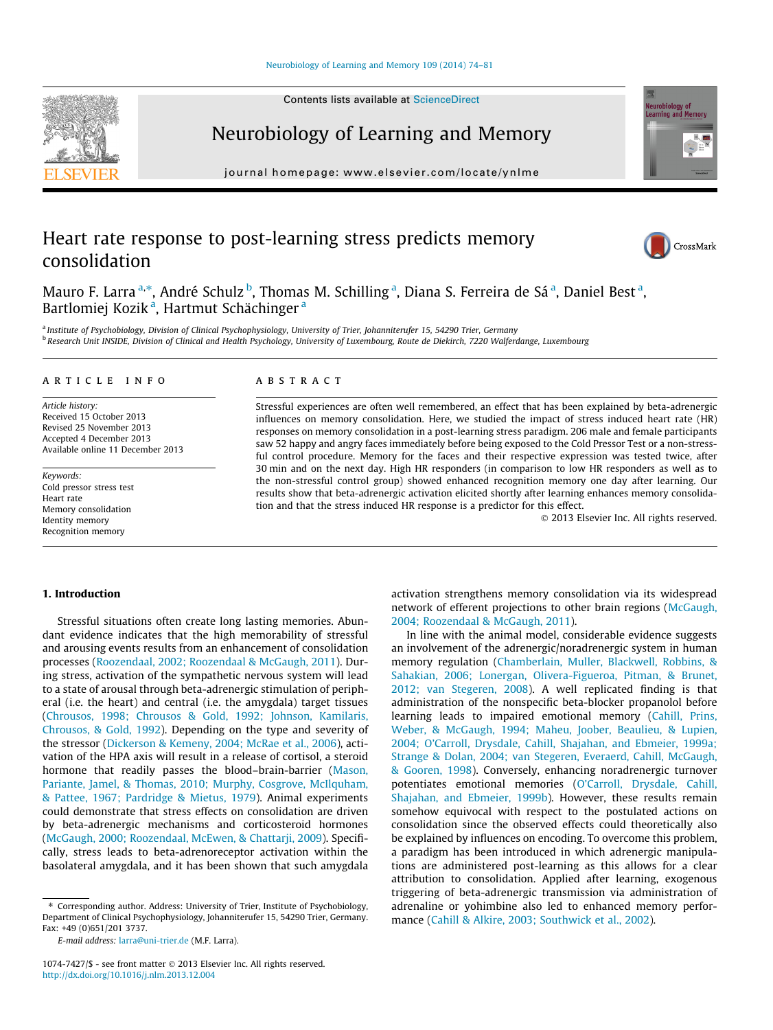# Heart rate response to post-learning stress predicts memory consolidation

Mauro F. Larra [a,*], André Schulz [b], Thomas M. Schilling [a], Diana S. Ferreira de Sá [a], Daniel Best [a], Bartlomiej Kozik [a], Hartmut Schächinger [a]

[a] Institute of Psychobiology, Division of Clinical Psychophysiology, University of Trier, Johanniterufer 15, 54290 Trier, Germany

[b] Research Unit INSIDE, Division of Clinical and Health Psychology, University of Luxembourg, Route de Diekirch, 7220 Walferdange, Luxembourg

## ARTICLE INFO

*Article history:*
Received 15 October 2013
Revised 25 November 2013
Accepted 4 December 2013
Available online 11 December 2013

*Keywords:*
Cold pressor stress test
Heart rate
Memory consolidation
Identity memory
Recognition memory

## ABSTRACT

Stressful experiences are often well remembered, an effect that has been explained by beta-adrenergic influences on memory consolidation. Here, we studied the impact of stress induced heart rate (HR) responses on memory consolidation in a post-learning stress paradigm. 206 male and female participants saw 52 happy and angry faces immediately before being exposed to the Cold Pressor Test or a non-stressful control procedure. Memory for the faces and their respective expression was tested twice, after 30 min and on the next day. High HR responders (in comparison to low HR responders as well as to the non-stressful control group) showed enhanced recognition memory one day after learning. Our results show that beta-adrenergic activation elicited shortly after learning enhances memory consolidation and that the stress induced HR response is a predictor for this effect.

© 2013 Elsevier Inc. All rights reserved.

## 1. Introduction

Stressful situations often create long lasting memories. Abundant evidence indicates that the high memorability of stressful and arousing events results from an enhancement of consolidation processes (Roozendaal, 2002; Roozendaal & McGaugh, 2011). During stress, activation of the sympathetic nervous system will lead to a state of arousal through beta-adrenergic stimulation of peripheral (i.e. the heart) and central (i.e. the amygdala) target tissues (Chrousos, 1998; Chrousos & Gold, 1992; Johnson, Kamilaris, Chrousos, & Gold, 1992). Depending on the type and severity of the stressor (Dickerson & Kemeny, 2004; McRae et al., 2006), activation of the HPA axis will result in a release of cortisol, a steroid hormone that readily passes the blood–brain-barrier (Mason, Pariante, Jamel, & Thomas, 2010; Murphy, Cosgrove, McIlquham, & Pattee, 1967; Pardridge & Mietus, 1979). Animal experiments could demonstrate that stress effects on consolidation are driven by beta-adrenergic mechanisms and corticosteroid hormones (McGaugh, 2000; Roozendaal, McEwen, & Chattarji, 2009). Specifically, stress leads to beta-adrenoreceptor activation within the basolateral amygdala, and it has been shown that such amygdala activation strengthens memory consolidation via its widespread network of efferent projections to other brain regions (McGaugh, 2004; Roozendaal & McGaugh, 2011).

In line with the animal model, considerable evidence suggests an involvement of the adrenergic/noradrenergic system in human memory regulation (Chamberlain, Muller, Blackwell, Robbins, & Sahakian, 2006; Lonergan, Olivera-Figueroa, Pitman, & Brunet, 2012; van Stegeren, 2008). A well replicated finding is that administration of the nonspecific beta-blocker propanolol before learning leads to impaired emotional memory (Cahill, Prins, Weber, & McGaugh, 1994; Maheu, Joober, Beaulieu, & Lupien, 2004; O'Carroll, Drysdale, Cahill, Shajahan, and Ebmeier, 1999a; Strange & Dolan, 2004; van Stegeren, Everaerd, Cahill, McGaugh, & Gooren, 1998). Conversely, enhancing noradrenergic turnover potentiates emotional memories (O'Carroll, Drysdale, Cahill, Shajahan, and Ebmeier, 1999b). However, these results remain somehow equivocal with respect to the postulated actions on consolidation since the observed effects could theoretically also be explained by influences on encoding. To overcome this problem, a paradigm has been introduced in which adrenergic manipulations are administered post-learning as this allows for a clear attribution to consolidation. Applied after learning, exogenous triggering of beta-adrenergic transmission via administration of adrenaline or yohimbine also led to enhanced memory performance (Cahill & Alkire, 2003; Southwick et al., 2002).

---

\* Corresponding author. Address: University of Trier, Institute of Psychobiology, Department of Clinical Psychophysiology, Johanniterufer 15, 54290 Trier, Germany. Fax: +49 (0)651/201 3737.

*E-mail address:* larra@uni-trier.de (M.F. Larra).

1074-7427/$ - see front matter © 2013 Elsevier Inc. All rights reserved.
http://dx.doi.org/10.1016/j.nlm.2013.12.004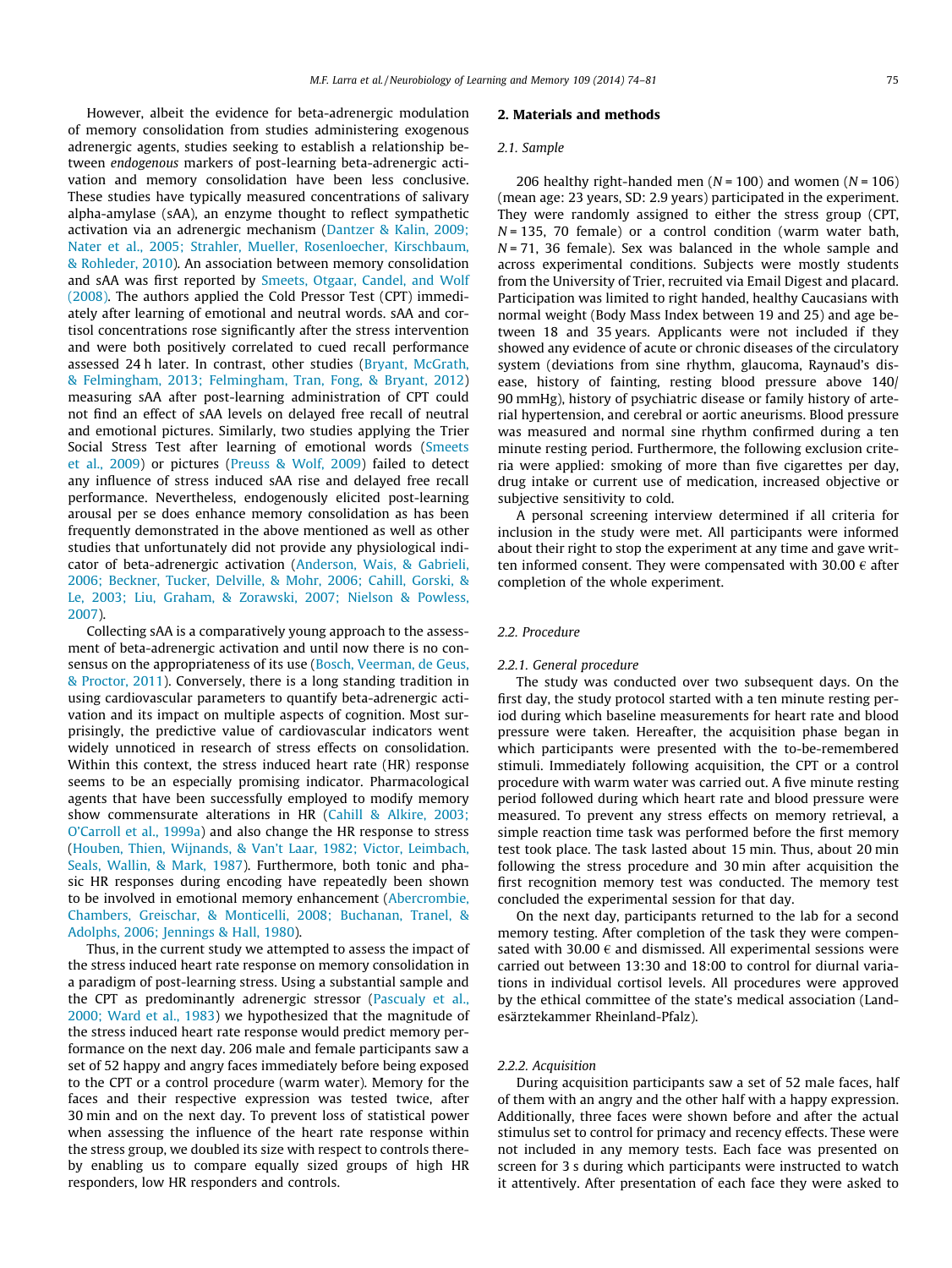However, albeit the evidence for beta-adrenergic modulation of memory consolidation from studies administering exogenous adrenergic agents, studies seeking to establish a relationship between *endogenous* markers of post-learning beta-adrenergic activation and memory consolidation have been less conclusive. These studies have typically measured concentrations of salivary alpha-amylase (sAA), an enzyme thought to reflect sympathetic activation via an adrenergic mechanism (Dantzer & Kalin, 2009; Nater et al., 2005; Strahler, Mueller, Rosenloecher, Kirschbaum, & Rohleder, 2010). An association between memory consolidation and sAA was first reported by Smeets, Otgaar, Candel, and Wolf (2008). The authors applied the Cold Pressor Test (CPT) immediately after learning of emotional and neutral words. sAA and cortisol concentrations rose significantly after the stress intervention and were both positively correlated to cued recall performance assessed 24 h later. In contrast, other studies (Bryant, McGrath, & Felmingham, 2013; Felmingham, Tran, Fong, & Bryant, 2012) measuring sAA after post-learning administration of CPT could not find an effect of sAA levels on delayed free recall of neutral and emotional pictures. Similarly, two studies applying the Trier Social Stress Test after learning of emotional words (Smeets et al., 2009) or pictures (Preuss & Wolf, 2009) failed to detect any influence of stress induced sAA rise and delayed free recall performance. Nevertheless, endogenously elicited post-learning arousal per se does enhance memory consolidation as has been frequently demonstrated in the above mentioned as well as other studies that unfortunately did not provide any physiological indicator of beta-adrenergic activation (Anderson, Wais, & Gabrieli, 2006; Beckner, Tucker, Delville, & Mohr, 2006; Cahill, Gorski, & Le, 2003; Liu, Graham, & Zorawski, 2007; Nielson & Powless, 2007).

Collecting sAA is a comparatively young approach to the assessment of beta-adrenergic activation and until now there is no consensus on the appropriateness of its use (Bosch, Veerman, de Geus, & Proctor, 2011). Conversely, there is a long standing tradition in using cardiovascular parameters to quantify beta-adrenergic activation and its impact on multiple aspects of cognition. Most surprisingly, the predictive value of cardiovascular indicators went widely unnoticed in research of stress effects on consolidation. Within this context, the stress induced heart rate (HR) response seems to be an especially promising indicator. Pharmacological agents that have been successfully employed to modify memory show commensurate alterations in HR (Cahill & Alkire, 2003; O'Carroll et al., 1999a) and also change the HR response to stress (Houben, Thien, Wijnands, & Van't Laar, 1982; Victor, Leimbach, Seals, Wallin, & Mark, 1987). Furthermore, both tonic and phasic HR responses during encoding have repeatedly been shown to be involved in emotional memory enhancement (Abercrombie, Chambers, Greischar, & Monticelli, 2008; Buchanan, Tranel, & Adolphs, 2006; Jennings & Hall, 1980).

Thus, in the current study we attempted to assess the impact of the stress induced heart rate response on memory consolidation in a paradigm of post-learning stress. Using a substantial sample and the CPT as predominantly adrenergic stressor (Pascualy et al., 2000; Ward et al., 1983) we hypothesized that the magnitude of the stress induced heart rate response would predict memory performance on the next day. 206 male and female participants saw a set of 52 happy and angry faces immediately before being exposed to the CPT or a control procedure (warm water). Memory for the faces and their respective expression was tested twice, after 30 min and on the next day. To prevent loss of statistical power when assessing the influence of the heart rate response within the stress group, we doubled its size with respect to controls thereby enabling us to compare equally sized groups of high HR responders, low HR responders and controls.

## 2. Materials and methods

### 2.1. Sample

206 healthy right-handed men (N = 100) and women (N = 106) (mean age: 23 years, SD: 2.9 years) participated in the experiment. They were randomly assigned to either the stress group (CPT, N = 135, 70 female) or a control condition (warm water bath, N = 71, 36 female). Sex was balanced in the whole sample and across experimental conditions. Subjects were mostly students from the University of Trier, recruited via Email Digest and placard. Participation was limited to right handed, healthy Caucasians with normal weight (Body Mass Index between 19 and 25) and age between 18 and 35 years. Applicants were not included if they showed any evidence of acute or chronic diseases of the circulatory system (deviations from sine rhythm, glaucoma, Raynaud's disease, history of fainting, resting blood pressure above 140/90 mmHg), history of psychiatric disease or family history of arterial hypertension, and cerebral or aortic aneurisms. Blood pressure was measured and normal sine rhythm confirmed during a ten minute resting period. Furthermore, the following exclusion criteria were applied: smoking of more than five cigarettes per day, drug intake or current use of medication, increased objective or subjective sensitivity to cold.

A personal screening interview determined if all criteria for inclusion in the study were met. All participants were informed about their right to stop the experiment at any time and gave written informed consent. They were compensated with 30.00 € after completion of the whole experiment.

### 2.2. Procedure

#### 2.2.1. General procedure

The study was conducted over two subsequent days. On the first day, the study protocol started with a ten minute resting period during which baseline measurements for heart rate and blood pressure were taken. Hereafter, the acquisition phase began in which participants were presented with the to-be-remembered stimuli. Immediately following acquisition, the CPT or a control procedure with warm water was carried out. A five minute resting period followed during which heart rate and blood pressure were measured. To prevent any stress effects on memory retrieval, a simple reaction time task was performed before the first memory test took place. The task lasted about 15 min. Thus, about 20 min following the stress procedure and 30 min after acquisition the first recognition memory test was conducted. The memory test concluded the experimental session for that day.

On the next day, participants returned to the lab for a second memory testing. After completion of the task they were compensated with 30.00 € and dismissed. All experimental sessions were carried out between 13:30 and 18:00 to control for diurnal variations in individual cortisol levels. All procedures were approved by the ethical committee of the state's medical association (Landesärztekammer Rheinland-Pfalz).

#### 2.2.2. Acquisition

During acquisition participants saw a set of 52 male faces, half of them with an angry and the other half with a happy expression. Additionally, three faces were shown before and after the actual stimulus set to control for primacy and recency effects. These were not included in any memory tests. Each face was presented on screen for 3 s during which participants were instructed to watch it attentively. After presentation of each face they were asked to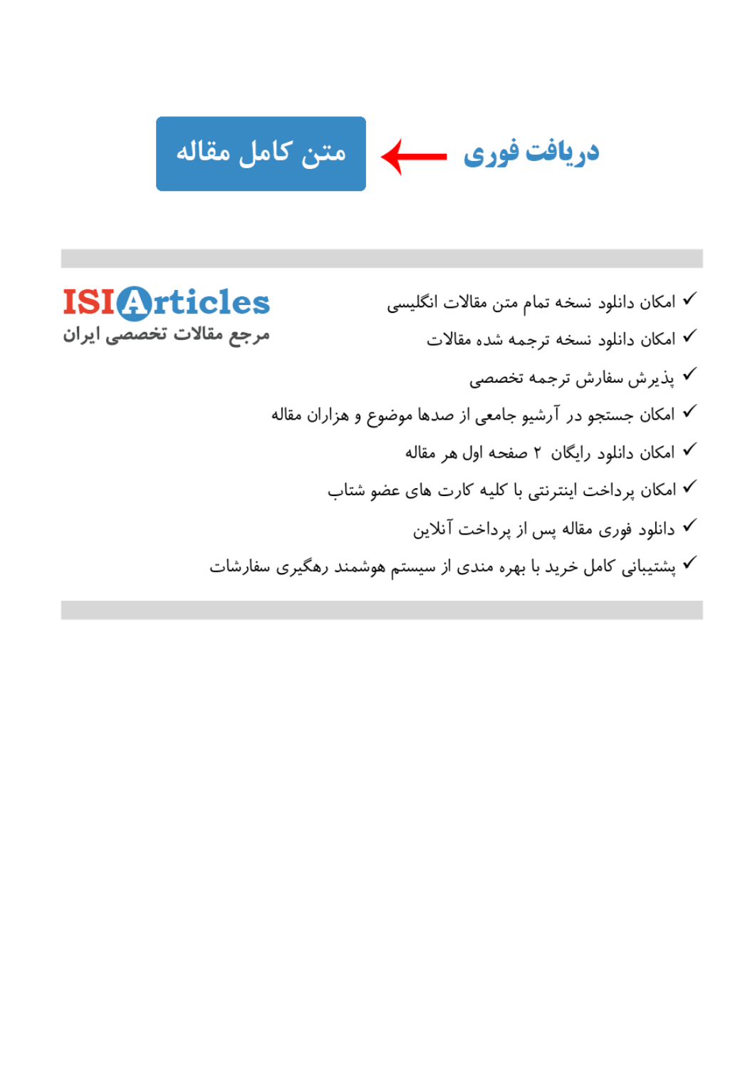دریافت فوری ← متن کامل مقاله

ISIArticles

مرجع مقالات تخصصی ایران

- ✓ امکان دانلود نسخه تمام متن مقالات انگلیسی
- ✓ امکان دانلود نسخه ترجمه شده مقالات
- ✓ پذیرش سفارش ترجمه تخصصی
- ✓ امکان جستجو در آرشیو جامعی از صدها موضوع و هزاران مقاله
- ✓ امکان دانلود رایگان ۲ صفحه اول هر مقاله
- ✓ امکان پرداخت اینترنتی با کلیه کارت های عضو شتاب
- ✓ دانلود فوری مقاله پس از پرداخت آنلاین
- ✓ پشتیبانی کامل خرید با بهره مندی از سیستم هوشمند رهگیری سفارشات